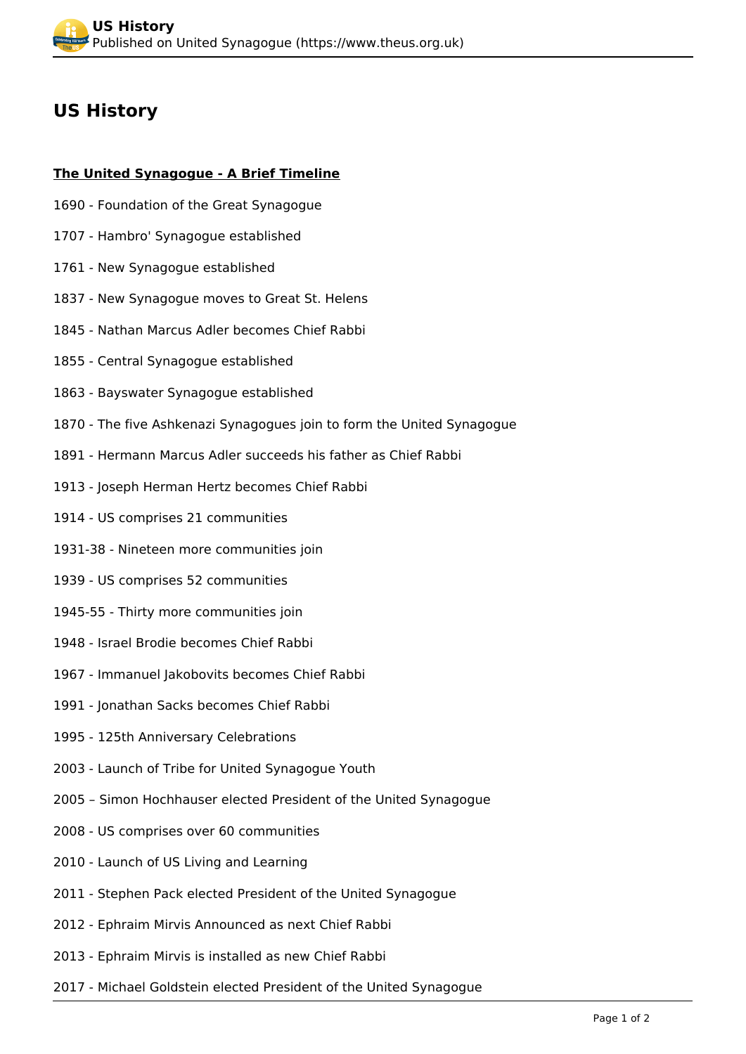# US History

**The United Synagogue - A Brief Timeline**

1690 - Foundation of the Great Synagogue

1707 - Hambro' Synagogue established

1761 - New Synagogue established

1837 - New Synagogue moves to Great St. Helens

1845 - Nathan Marcus Adler becomes Chief Rabbi

1855 - Central Synagogue established

1863 - Bayswater Synagogue established

1870 - The five Ashkenazi Synagogues join to form the United Synagogue

1891 - Hermann Marcus Adler succeeds his father as Chief Rabbi

1913 - Joseph Herman Hertz becomes Chief Rabbi

1914 - US comprises 21 communities

1931-38 - Nineteen more communities join

1939 - US comprises 52 communities

1945-55 - Thirty more communities join

1948 - Israel Brodie becomes Chief Rabbi

1967 - Immanuel Jakobovits becomes Chief Rabbi

1991 - Jonathan Sacks becomes Chief Rabbi

1995 - 125th Anniversary Celebrations

2003 - Launch of Tribe for United Synagogue Youth

2005 – Simon Hochhauser elected President of the United Synagogue

2008 - US comprises over 60 communities

2010 - Launch of US Living and Learning

2011 - Stephen Pack elected President of the United Synagogue

2012 - Ephraim Mirvis Announced as next Chief Rabbi

2013 - Ephraim Mirvis is installed as new Chief Rabbi

2017 - Michael Goldstein elected President of the United Synagogue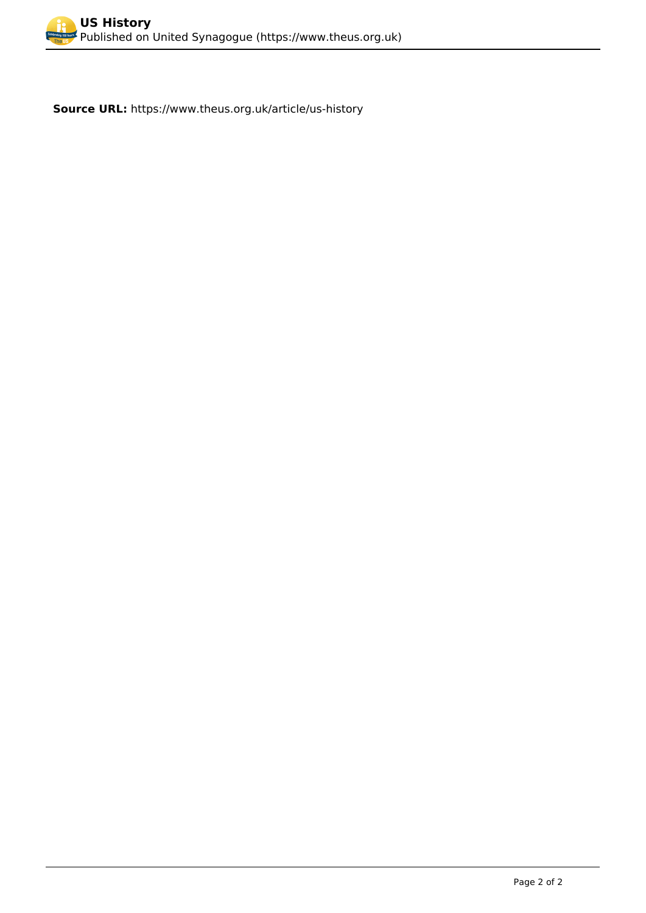**Source URL:** https://www.theus.org.uk/article/us-history